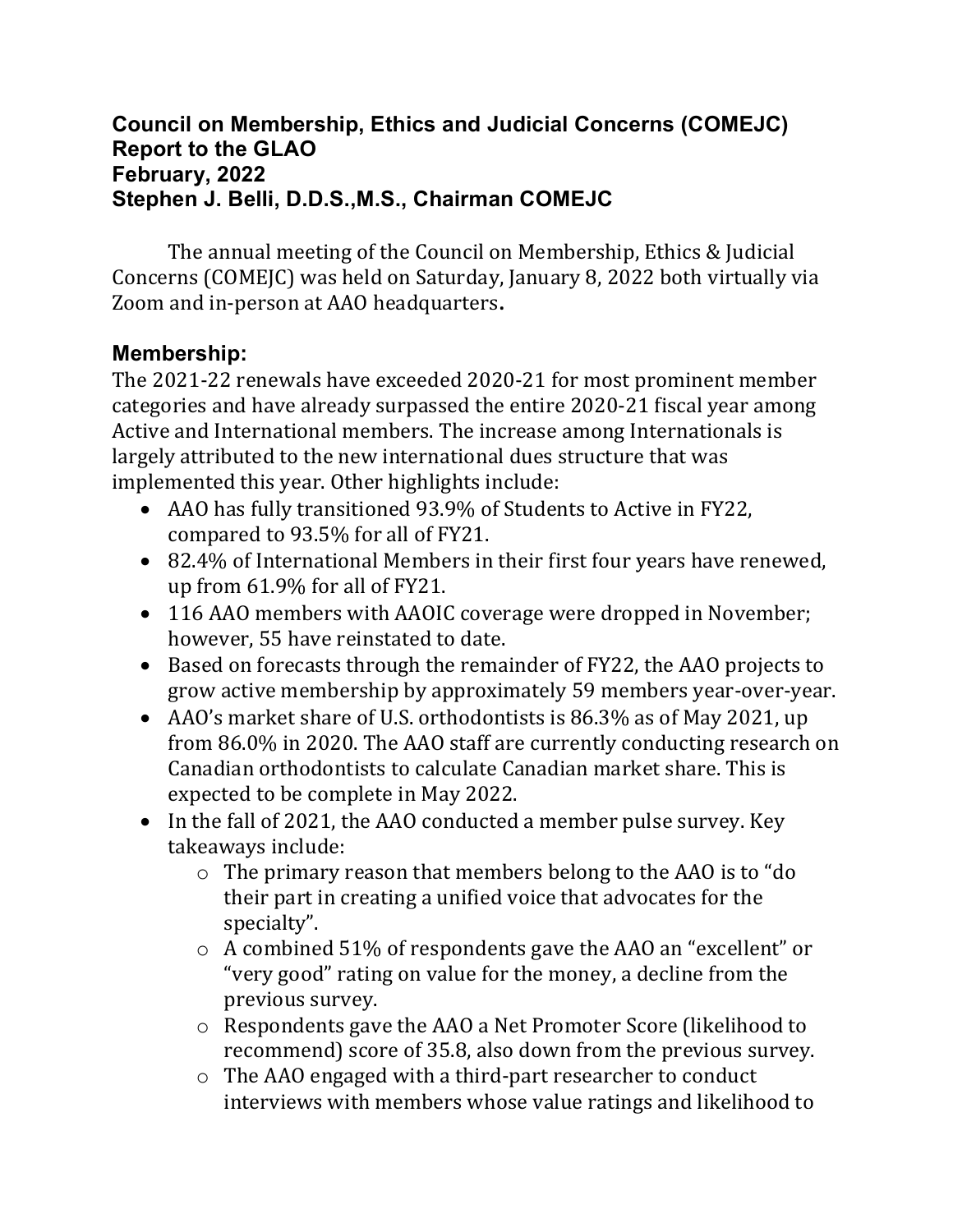# Council on Membership, Ethics and Judicial Concerns (COMEJC) Report to the GLAO February, 2022 Stephen J. Belli, D.D.S.,M.S., Chairman COMEJC

The annual meeting of the Council on Membership, Ethics & Judicial Concerns (COMEJC) was held on Saturday, January 8, 2022 both virtually via Zoom and in-person at AAO headquarters.

## Membership:

The 2021-22 renewals have exceeded 2020-21 for most prominent member categories and have already surpassed the entire 2020-21 fiscal year among Active and International members. The increase among Internationals is largely attributed to the new international dues structure that was implemented this year. Other highlights include:

- AAO has fully transitioned 93.9% of Students to Active in FY22, compared to 93.5% for all of FY21.
- 82.4% of International Members in their first four years have renewed, up from 61.9% for all of FY21.
- 116 AAO members with AAOIC coverage were dropped in November; however, 55 have reinstated to date.
- Based on forecasts through the remainder of FY22, the AAO projects to grow active membership by approximately 59 members year-over-year.
- AAO's market share of U.S. orthodontists is 86.3% as of May 2021, up from 86.0% in 2020. The AAO staff are currently conducting research on Canadian orthodontists to calculate Canadian market share. This is expected to be complete in May 2022.
- In the fall of 2021, the AAO conducted a member pulse survey. Key takeaways include:
  - The primary reason that members belong to the AAO is to "do their part in creating a unified voice that advocates for the specialty".
  - A combined 51% of respondents gave the AAO an "excellent" or "very good" rating on value for the money, a decline from the previous survey.
  - Respondents gave the AAO a Net Promoter Score (likelihood to recommend) score of 35.8, also down from the previous survey.
  - The AAO engaged with a third-part researcher to conduct interviews with members whose value ratings and likelihood to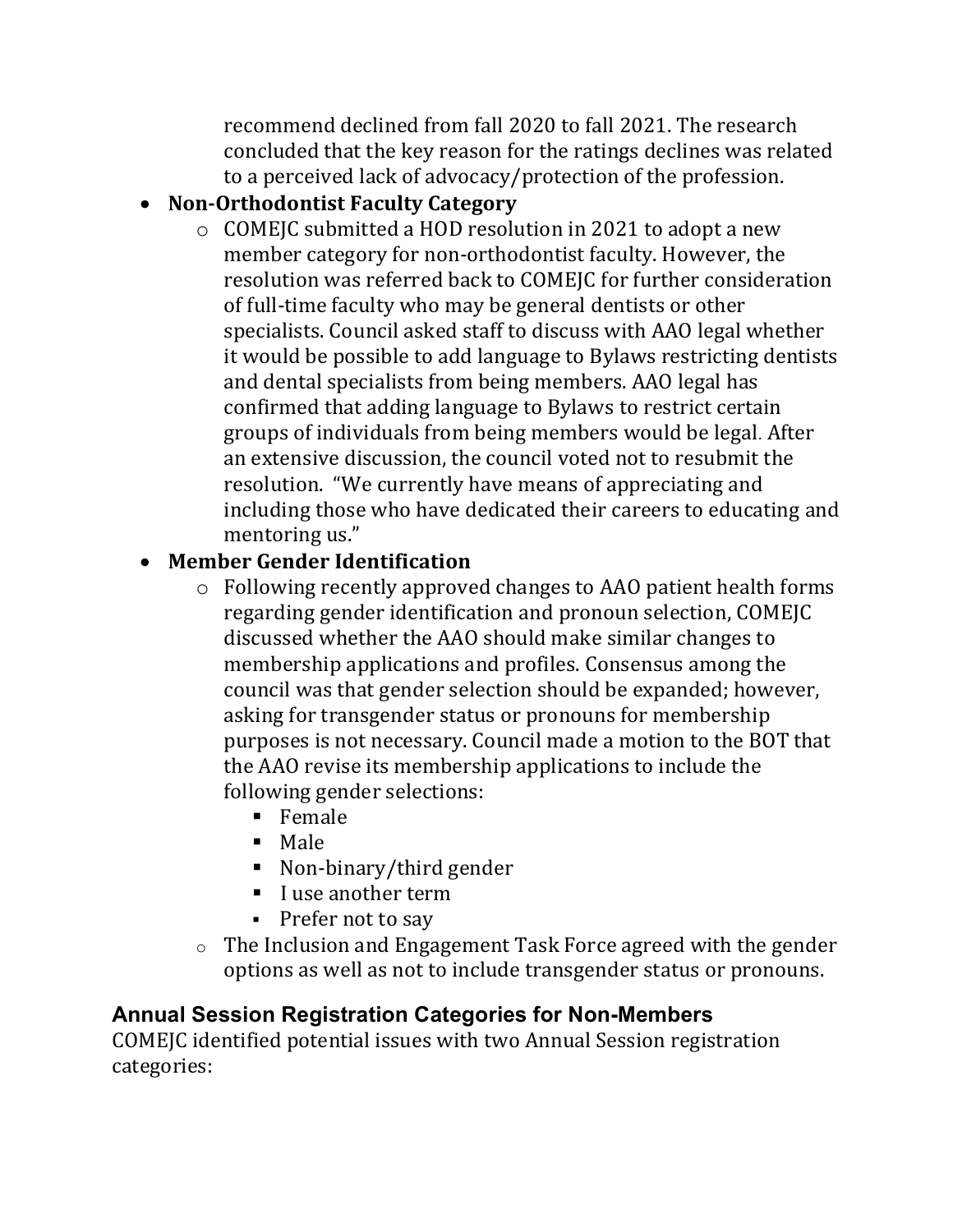recommend declined from fall 2020 to fall 2021. The research concluded that the key reason for the ratings declines was related to a perceived lack of advocacy/protection of the profession.

- **Non-Orthodontist Faculty Category**
  - COMEJC submitted a HOD resolution in 2021 to adopt a new member category for non-orthodontist faculty. However, the resolution was referred back to COMEJC for further consideration of full-time faculty who may be general dentists or other specialists. Council asked staff to discuss with AAO legal whether it would be possible to add language to Bylaws restricting dentists and dental specialists from being members. AAO legal has confirmed that adding language to Bylaws to restrict certain groups of individuals from being members would be legal. After an extensive discussion, the council voted not to resubmit the resolution. "We currently have means of appreciating and including those who have dedicated their careers to educating and mentoring us."
- **Member Gender Identification**
  - Following recently approved changes to AAO patient health forms regarding gender identification and pronoun selection, COMEJC discussed whether the AAO should make similar changes to membership applications and profiles. Consensus among the council was that gender selection should be expanded; however, asking for transgender status or pronouns for membership purposes is not necessary. Council made a motion to the BOT that the AAO revise its membership applications to include the following gender selections:
    - Female
    - Male
    - Non-binary/third gender
    - I use another term
    - Prefer not to say
  - The Inclusion and Engagement Task Force agreed with the gender options as well as not to include transgender status or pronouns.

## Annual Session Registration Categories for Non-Members

COMEJC identified potential issues with two Annual Session registration categories: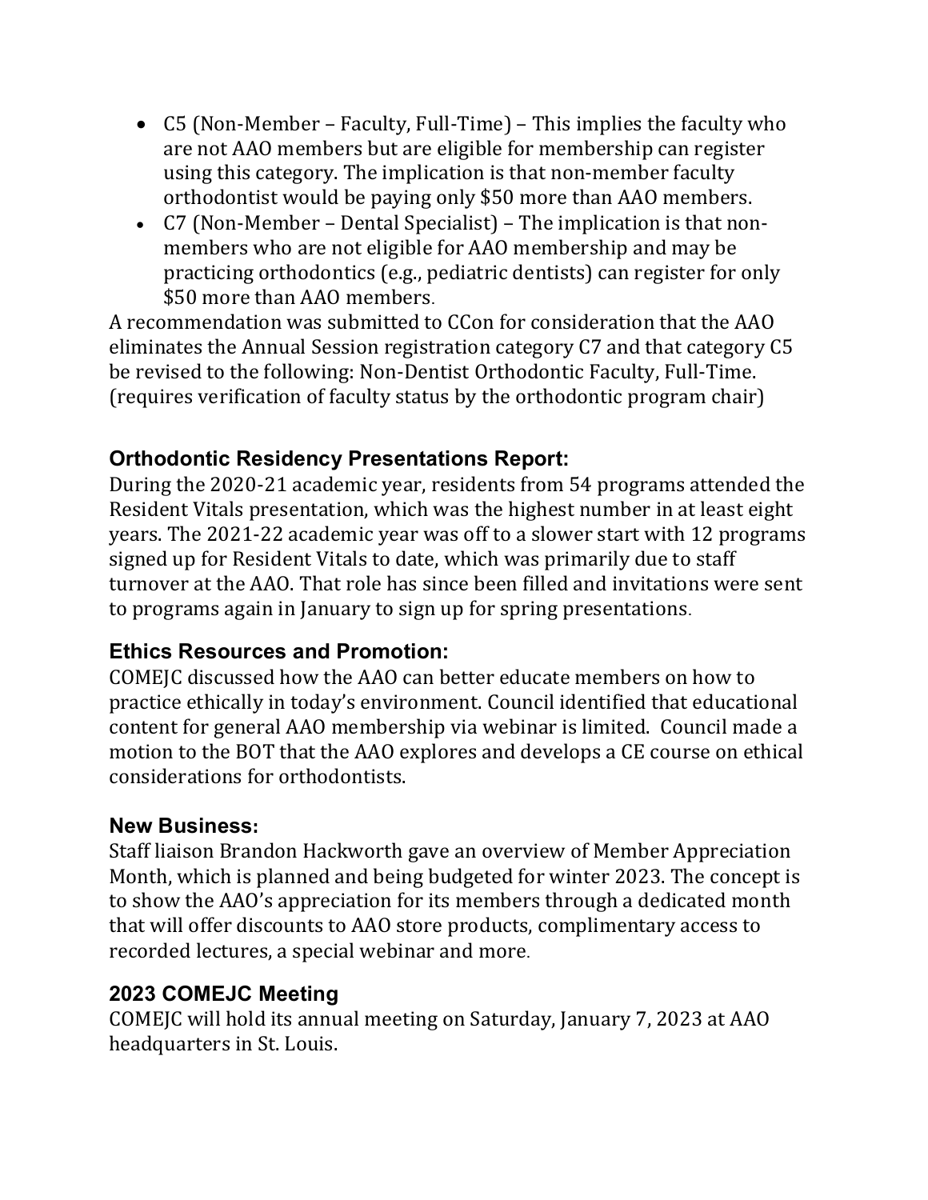- C5 (Non-Member – Faculty, Full-Time) – This implies the faculty who are not AAO members but are eligible for membership can register using this category. The implication is that non-member faculty orthodontist would be paying only $50 more than AAO members.
- C7 (Non-Member – Dental Specialist) – The implication is that non-members who are not eligible for AAO membership and may be practicing orthodontics (e.g., pediatric dentists) can register for only $50 more than AAO members.

A recommendation was submitted to CCon for consideration that the AAO eliminates the Annual Session registration category C7 and that category C5 be revised to the following: Non-Dentist Orthodontic Faculty, Full-Time. (requires verification of faculty status by the orthodontic program chair)

## Orthodontic Residency Presentations Report:

During the 2020-21 academic year, residents from 54 programs attended the Resident Vitals presentation, which was the highest number in at least eight years. The 2021-22 academic year was off to a slower start with 12 programs signed up for Resident Vitals to date, which was primarily due to staff turnover at the AAO. That role has since been filled and invitations were sent to programs again in January to sign up for spring presentations.

## Ethics Resources and Promotion:

COMEJC discussed how the AAO can better educate members on how to practice ethically in today's environment. Council identified that educational content for general AAO membership via webinar is limited. Council made a motion to the BOT that the AAO explores and develops a CE course on ethical considerations for orthodontists.

## New Business:

Staff liaison Brandon Hackworth gave an overview of Member Appreciation Month, which is planned and being budgeted for winter 2023. The concept is to show the AAO's appreciation for its members through a dedicated month that will offer discounts to AAO store products, complimentary access to recorded lectures, a special webinar and more.

## 2023 COMEJC Meeting

COMEJC will hold its annual meeting on Saturday, January 7, 2023 at AAO headquarters in St. Louis.